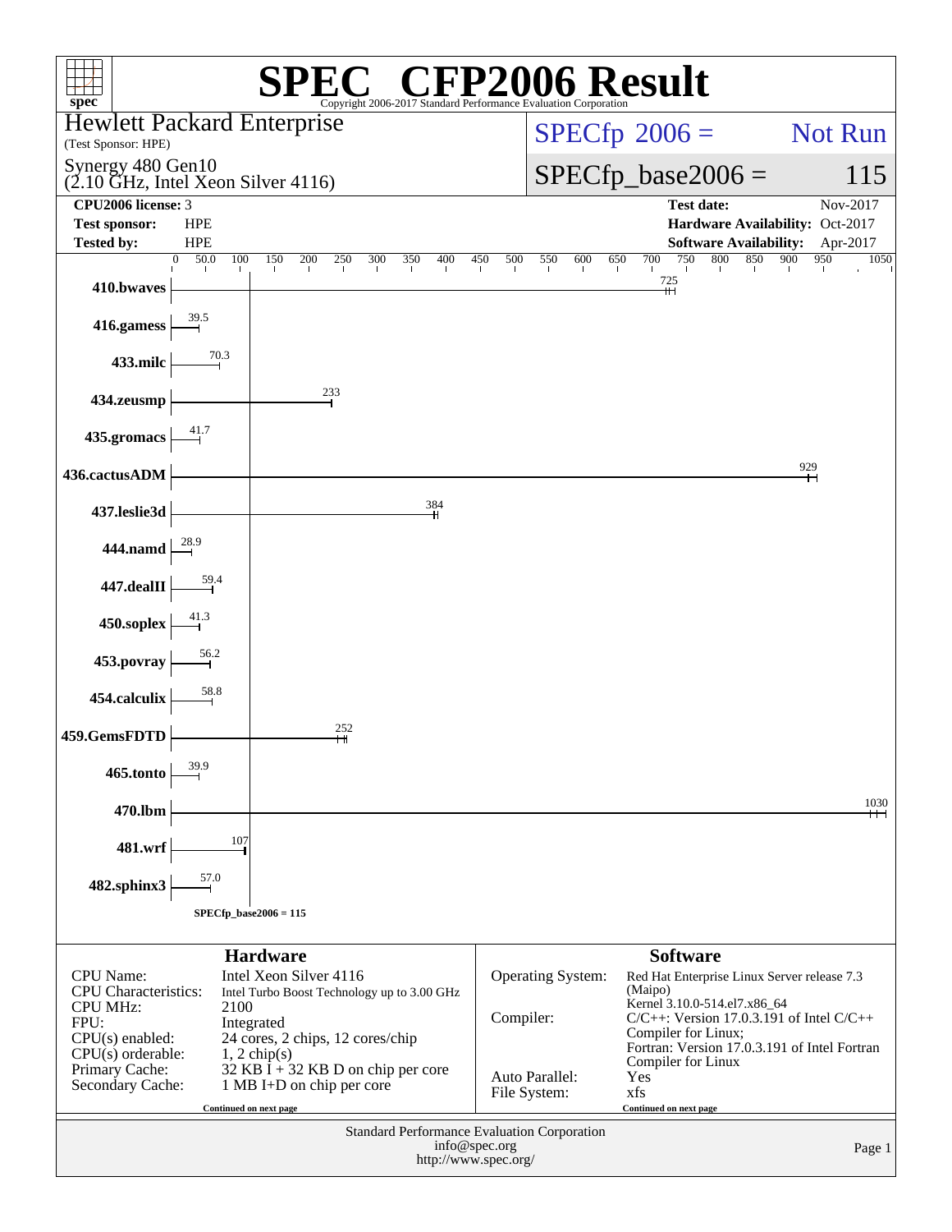# SPEC® CFP2006 Result

Copyright 2006-2017 Standard Performance Evaluation Corporation

**Hewlett Packard Enterprise**
(Test Sponsor: HPE)

**Synergy 480 Gen10**
(2.10 GHz, Intel Xeon Silver 4116)

SPECfp 2006 = Not Run

SPECfp_base2006 = 115

| | | | |
|---|---|---|---|
| **CPU2006 license:** | 3 | **Test date:** | Nov-2017 |
| **Test sponsor:** | HPE | **Hardware Availability:** | Oct-2017 |
| **Tested by:** | HPE | **Software Availability:** | Apr-2017 |

| Benchmark | Base Ratio |
|---|---|
| 410.bwaves | 725 |
| 416.gamess | 39.5 |
| 433.milc | 70.3 |
| 434.zeusmp | 233 |
| 435.gromacs | 41.7 |
| 436.cactusADM | 929 |
| 437.leslie3d | 384 |
| 444.namd | 28.9 |
| 447.dealII | 59.4 |
| 450.soplex | 41.3 |
| 453.povray | 56.2 |
| 454.calculix | 58.8 |
| 459.GemsFDTD | 252 |
| 465.tonto | 39.9 |
| 470.lbm | 1030 |
| 481.wrf | 107 |
| 482.sphinx3 | 57.0 |

SPECfp_base2006 = 115

## Hardware

| | |
|---|---|
| CPU Name: | Intel Xeon Silver 4116 |
| CPU Characteristics: | Intel Turbo Boost Technology up to 3.00 GHz |
| CPU MHz: | 2100 |
| FPU: | Integrated |
| CPU(s) enabled: | 24 cores, 2 chips, 12 cores/chip |
| CPU(s) orderable: | 1, 2 chip(s) |
| Primary Cache: | 32 KB I + 32 KB D on chip per core |
| Secondary Cache: | 1 MB I+D on chip per core |

Continued on next page

## Software

| | |
|---|---|
| Operating System: | Red Hat Enterprise Linux Server release 7.3 (Maipo) Kernel 3.10.0-514.el7.x86_64 |
| Compiler: | C/C++: Version 17.0.3.191 of Intel C/C++ Compiler for Linux; Fortran: Version 17.0.3.191 of Intel Fortran Compiler for Linux |
| Auto Parallel: | Yes |
| File System: | xfs |

Continued on next page

Standard Performance Evaluation Corporation
info@spec.org
http://www.spec.org/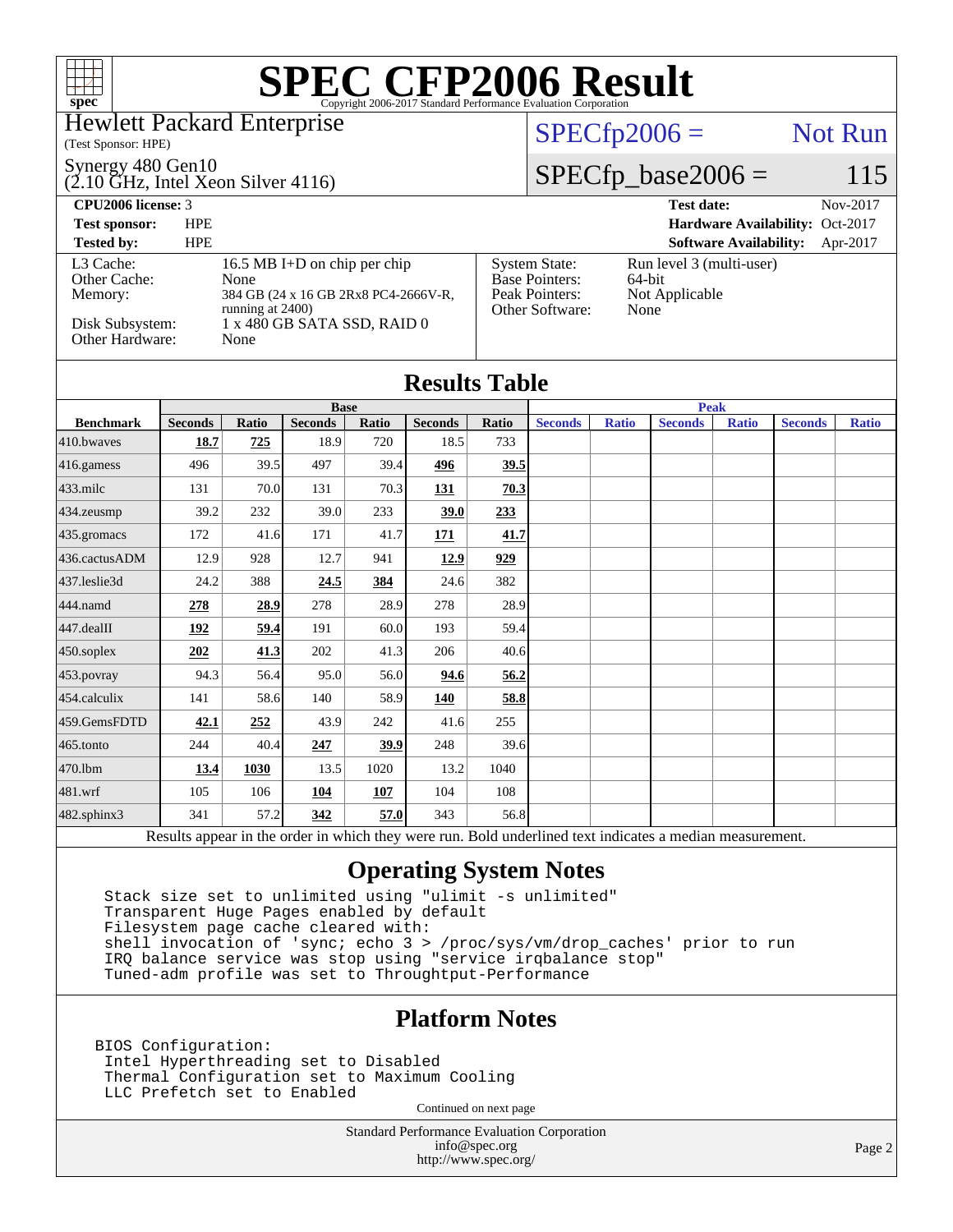# SPEC CFP2006 Result

Copyright 2006-2017 Standard Performance Evaluation Corporation

**Hewlett Packard Enterprise**
(Test Sponsor: HPE)

Synergy 480 Gen10
(2.10 GHz, Intel Xeon Silver 4116)

SPECfp2006 = Not Run

SPECfp_base2006 = 115

| | | | |
|---|---|---|---|
| **CPU2006 license:** 3 | | **Test date:** | Nov-2017 |
| **Test sponsor:** | HPE | **Hardware Availability:** | Oct-2017 |
| **Tested by:** | HPE | **Software Availability:** | Apr-2017 |

| | | | |
|---|---|---|---|
| L3 Cache: | 16.5 MB I+D on chip per chip | System State: | Run level 3 (multi-user) |
| Other Cache: | None | Base Pointers: | 64-bit |
| Memory: | 384 GB (24 x 16 GB 2Rx8 PC4-2666V-R, running at 2400) | Peak Pointers: | Not Applicable |
| Disk Subsystem: | 1 x 480 GB SATA SSD, RAID 0 | Other Software: | None |
| Other Hardware: | None | | |

## Results Table

| | Base | | | | | | Peak | | | | | |
|---|---|---|---|---|---|---|---|---|---|---|---|---|
| **Benchmark** | **Seconds** | **Ratio** | **Seconds** | **Ratio** | **Seconds** | **Ratio** | **Seconds** | **Ratio** | **Seconds** | **Ratio** | **Seconds** | **Ratio** |
| 410.bwaves | **18.7** | **725** | 18.9 | 720 | 18.5 | 733 | | | | | | |
| 416.gamess | 496 | 39.5 | 497 | 39.4 | **496** | **39.5** | | | | | | |
| 433.milc | 131 | 70.0 | 131 | 70.3 | **131** | **70.3** | | | | | | |
| 434.zeusmp | 39.2 | 232 | 39.0 | 233 | **39.0** | **233** | | | | | | |
| 435.gromacs | 172 | 41.6 | 171 | 41.7 | **171** | **41.7** | | | | | | |
| 436.cactusADM | 12.9 | 928 | 12.7 | 941 | **12.9** | **929** | | | | | | |
| 437.leslie3d | 24.2 | 388 | **24.5** | **384** | 24.6 | 382 | | | | | | |
| 444.namd | **278** | **28.9** | 278 | 28.9 | 278 | 28.9 | | | | | | |
| 447.dealII | **192** | **59.4** | 191 | 60.0 | 193 | 59.4 | | | | | | |
| 450.soplex | **202** | **41.3** | 202 | 41.3 | 206 | 40.6 | | | | | | |
| 453.povray | 94.3 | 56.4 | 95.0 | 56.0 | **94.6** | **56.2** | | | | | | |
| 454.calculix | 141 | 58.6 | 140 | 58.9 | **140** | **58.8** | | | | | | |
| 459.GemsFDTD | **42.1** | **252** | 43.9 | 242 | 41.6 | 255 | | | | | | |
| 465.tonto | 244 | 40.4 | **247** | **39.9** | 248 | 39.6 | | | | | | |
| 470.lbm | **13.4** | **1030** | 13.5 | 1020 | 13.2 | 1040 | | | | | | |
| 481.wrf | 105 | 106 | **104** | **107** | 104 | 108 | | | | | | |
| 482.sphinx3 | 341 | 57.2 | **342** | **57.0** | 343 | 56.8 | | | | | | |

Results appear in the order in which they were run. Bold underlined text indicates a median measurement.

## Operating System Notes

```
Stack size set to unlimited using "ulimit -s unlimited"
Transparent Huge Pages enabled by default
Filesystem page cache cleared with:
shell invocation of 'sync; echo 3 > /proc/sys/vm/drop_caches' prior to run
IRQ balance service was stop using "service irqbalance stop"
Tuned-adm profile was set to Throughtput-Performance
```

## Platform Notes

```
BIOS Configuration:
 Intel Hyperthreading set to Disabled
 Thermal Configuration set to Maximum Cooling
 LLC Prefetch set to Enabled
```

Continued on next page

Standard Performance Evaluation Corporation
info@spec.org
http://www.spec.org/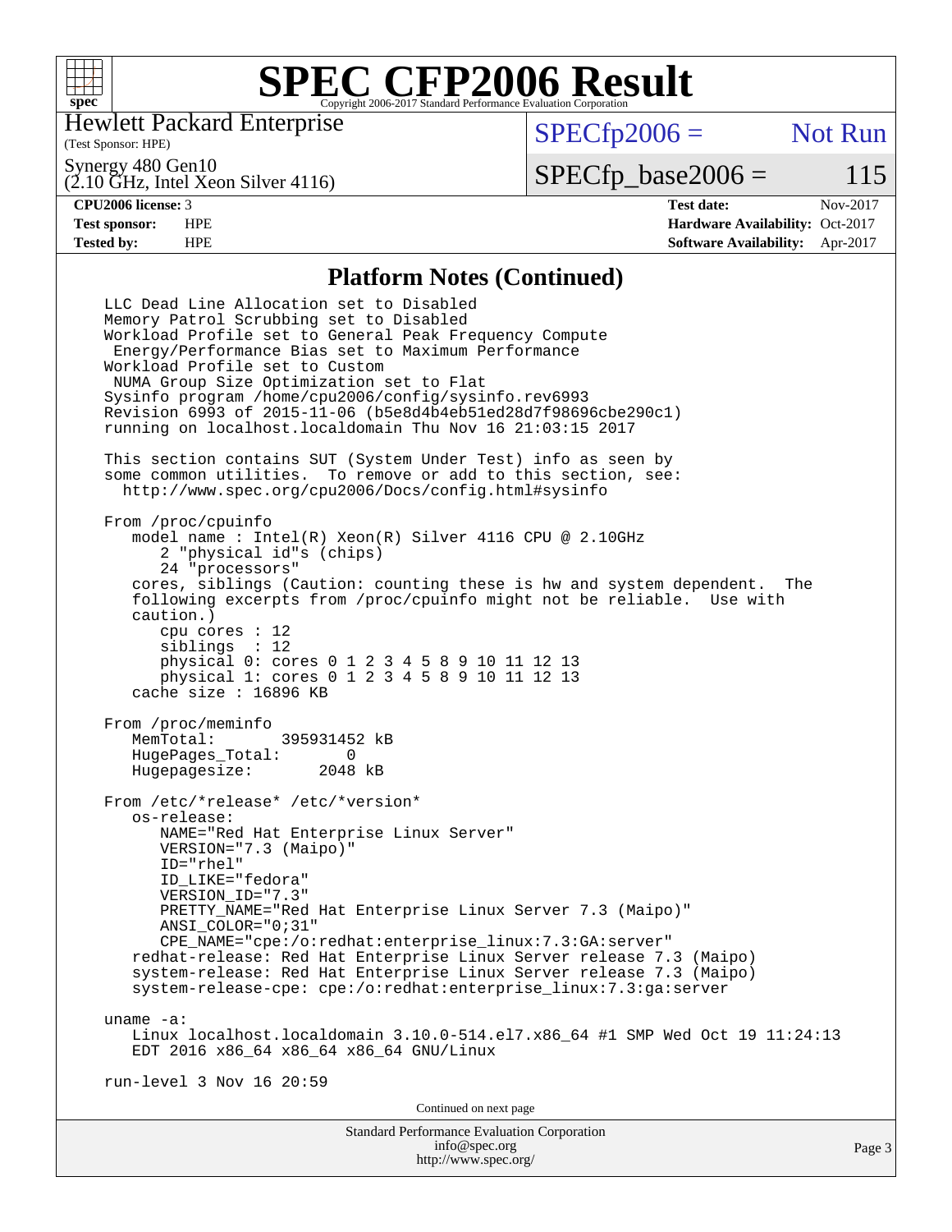# SPEC CFP2006 Result

Copyright 2006-2017 Standard Performance Evaluation Corporation

Hewlett Packard Enterprise
(Test Sponsor: HPE)

Synergy 480 Gen10
(2.10 GHz, Intel Xeon Silver 4116)

SPECfp2006 = Not Run

SPECfp_base2006 = 115

| CPU2006 license: 3 | | Test date: | Nov-2017 |
|---|---|---|---|
| Test sponsor: | HPE | Hardware Availability: | Oct-2017 |
| Tested by: | HPE | Software Availability: | Apr-2017 |

## Platform Notes (Continued)

```
LLC Dead Line Allocation set to Disabled
Memory Patrol Scrubbing set to Disabled
Workload Profile set to General Peak Frequency Compute
 Energy/Performance Bias set to Maximum Performance
Workload Profile set to Custom
 NUMA Group Size Optimization set to Flat
Sysinfo program /home/cpu2006/config/sysinfo.rev6993
Revision 6993 of 2015-11-06 (b5e8d4b4eb51ed28d7f98696cbe290c1)
running on localhost.localdomain Thu Nov 16 21:03:15 2017

This section contains SUT (System Under Test) info as seen by
some common utilities.  To remove or add to this section, see:
  http://www.spec.org/cpu2006/Docs/config.html#sysinfo

From /proc/cpuinfo
   model name : Intel(R) Xeon(R) Silver 4116 CPU @ 2.10GHz
      2 "physical id"s (chips)
      24 "processors"
   cores, siblings (Caution: counting these is hw and system dependent.  The
   following excerpts from /proc/cpuinfo might not be reliable.  Use with
   caution.)
      cpu cores : 12
      siblings  : 12
      physical 0: cores 0 1 2 3 4 5 8 9 10 11 12 13
      physical 1: cores 0 1 2 3 4 5 8 9 10 11 12 13
   cache size : 16896 KB

From /proc/meminfo
   MemTotal:       395931452 kB
   HugePages_Total:       0
   Hugepagesize:       2048 kB

From /etc/*release* /etc/*version*
   os-release:
      NAME="Red Hat Enterprise Linux Server"
      VERSION="7.3 (Maipo)"
      ID="rhel"
      ID_LIKE="fedora"
      VERSION_ID="7.3"
      PRETTY_NAME="Red Hat Enterprise Linux Server 7.3 (Maipo)"
      ANSI_COLOR="0;31"
      CPE_NAME="cpe:/o:redhat:enterprise_linux:7.3:GA:server"
   redhat-release: Red Hat Enterprise Linux Server release 7.3 (Maipo)
   system-release: Red Hat Enterprise Linux Server release 7.3 (Maipo)
   system-release-cpe: cpe:/o:redhat:enterprise_linux:7.3:ga:server

uname -a:
   Linux localhost.localdomain 3.10.0-514.el7.x86_64 #1 SMP Wed Oct 19 11:24:13
   EDT 2016 x86_64 x86_64 x86_64 GNU/Linux

run-level 3 Nov 16 20:59
```

Continued on next page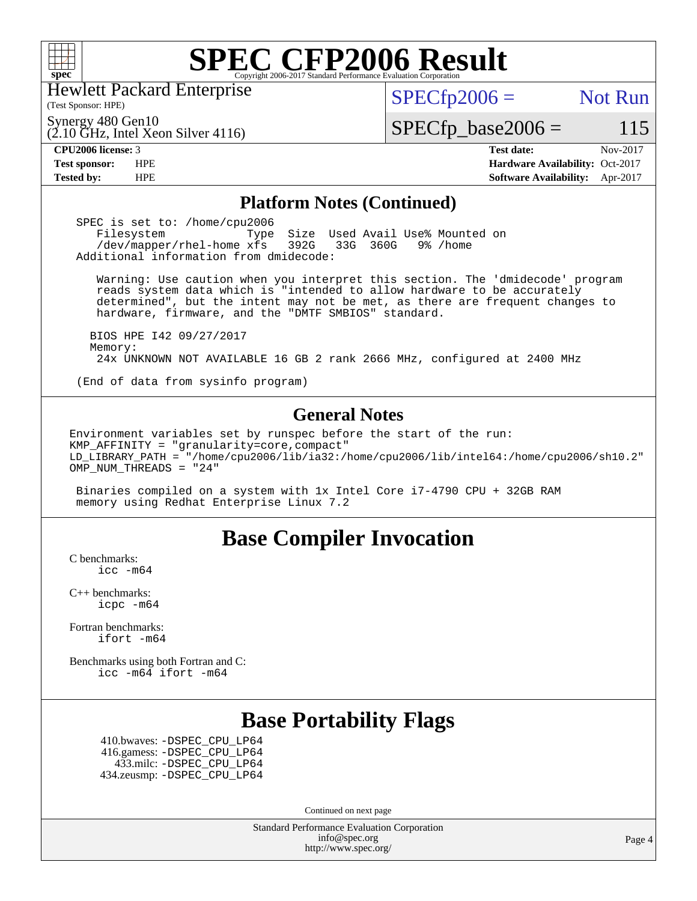# SPEC CFP2006 Result

Copyright 2006-2017 Standard Performance Evaluation Corporation

Hewlett Packard Enterprise
(Test Sponsor: HPE)

Synergy 480 Gen10
(2.10 GHz, Intel Xeon Silver 4116)

SPECfp2006 = Not Run

SPECfp_base2006 = 115

| | | | |
|---|---|---|---|
| **CPU2006 license:** | 3 | **Test date:** | Nov-2017 |
| **Test sponsor:** | HPE | **Hardware Availability:** | Oct-2017 |
| **Tested by:** | HPE | **Software Availability:** | Apr-2017 |

## Platform Notes (Continued)

```
SPEC is set to: /home/cpu2006
   Filesystem             Type  Size  Used Avail Use% Mounted on
   /dev/mapper/rhel-home xfs   392G   33G  360G   9% /home
Additional information from dmidecode:

   Warning: Use caution when you interpret this section. The 'dmidecode' program
   reads system data which is "intended to allow hardware to be accurately
   determined", but the intent may not be met, as there are frequent changes to
   hardware, firmware, and the "DMTF SMBIOS" standard.

  BIOS HPE I42 09/27/2017
  Memory:
   24x UNKNOWN NOT AVAILABLE 16 GB 2 rank 2666 MHz, configured at 2400 MHz

(End of data from sysinfo program)
```

## General Notes

```
Environment variables set by runspec before the start of the run:
KMP_AFFINITY = "granularity=core,compact"
LD_LIBRARY_PATH = "/home/cpu2006/lib/ia32:/home/cpu2006/lib/intel64:/home/cpu2006/sh10.2"
OMP_NUM_THREADS = "24"

 Binaries compiled on a system with 1x Intel Core i7-4790 CPU + 32GB RAM
 memory using Redhat Enterprise Linux 7.2
```

## Base Compiler Invocation

C benchmarks:
 icc -m64

C++ benchmarks:
 icpc -m64

Fortran benchmarks:
 ifort -m64

Benchmarks using both Fortran and C:
 icc -m64 ifort -m64

## Base Portability Flags

410.bwaves: -DSPEC_CPU_LP64
416.gamess: -DSPEC_CPU_LP64
433.milc: -DSPEC_CPU_LP64
434.zeusmp: -DSPEC_CPU_LP64

Continued on next page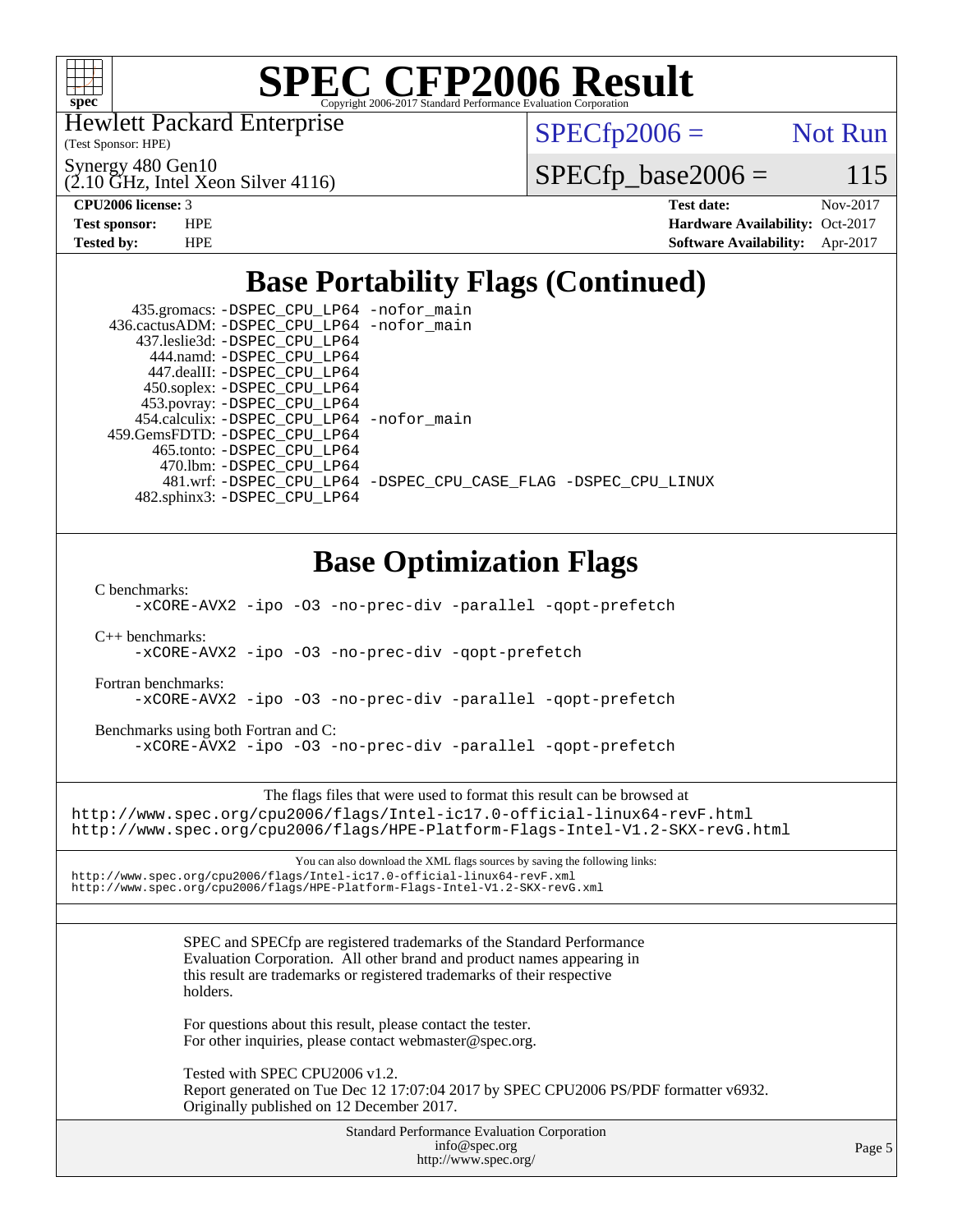# SPEC CFP2006 Result

Copyright 2006-2017 Standard Performance Evaluation Corporation

Hewlett Packard Enterprise
(Test Sponsor: HPE)

Synergy 480 Gen10
(2.10 GHz, Intel Xeon Silver 4116)

SPECfp2006 = Not Run

SPECfp_base2006 = 115

| | | | |
|---|---|---|---|
| **CPU2006 license:** | 3 | **Test date:** | Nov-2017 |
| **Test sponsor:** | HPE | **Hardware Availability:** | Oct-2017 |
| **Tested by:** | HPE | **Software Availability:** | Apr-2017 |

## Base Portability Flags (Continued)

```
   435.gromacs: -DSPEC_CPU_LP64 -nofor_main
 436.cactusADM: -DSPEC_CPU_LP64 -nofor_main
   437.leslie3d: -DSPEC_CPU_LP64
      444.namd: -DSPEC_CPU_LP64
     447.dealII: -DSPEC_CPU_LP64
    450.soplex: -DSPEC_CPU_LP64
    453.povray: -DSPEC_CPU_LP64
   454.calculix: -DSPEC_CPU_LP64 -nofor_main
 459.GemsFDTD: -DSPEC_CPU_LP64
     465.tonto: -DSPEC_CPU_LP64
       470.lbm: -DSPEC_CPU_LP64
       481.wrf: -DSPEC_CPU_LP64 -DSPEC_CPU_CASE_FLAG -DSPEC_CPU_LINUX
   482.sphinx3: -DSPEC_CPU_LP64
```

## Base Optimization Flags

C benchmarks:
```
-xCORE-AVX2 -ipo -O3 -no-prec-div -parallel -qopt-prefetch
```

C++ benchmarks:
```
-xCORE-AVX2 -ipo -O3 -no-prec-div -qopt-prefetch
```

Fortran benchmarks:
```
-xCORE-AVX2 -ipo -O3 -no-prec-div -parallel -qopt-prefetch
```

Benchmarks using both Fortran and C:
```
-xCORE-AVX2 -ipo -O3 -no-prec-div -parallel -qopt-prefetch
```

The flags files that were used to format this result can be browsed at
http://www.spec.org/cpu2006/flags/Intel-ic17.0-official-linux64-revF.html
http://www.spec.org/cpu2006/flags/HPE-Platform-Flags-Intel-V1.2-SKX-revG.html

You can also download the XML flags sources by saving the following links:
http://www.spec.org/cpu2006/flags/Intel-ic17.0-official-linux64-revF.xml
http://www.spec.org/cpu2006/flags/HPE-Platform-Flags-Intel-V1.2-SKX-revG.xml

SPEC and SPECfp are registered trademarks of the Standard Performance Evaluation Corporation. All other brand and product names appearing in this result are trademarks or registered trademarks of their respective holders.

For questions about this result, please contact the tester.
For other inquiries, please contact webmaster@spec.org.

Tested with SPEC CPU2006 v1.2.
Report generated on Tue Dec 12 17:07:04 2017 by SPEC CPU2006 PS/PDF formatter v6932.
Originally published on 12 December 2017.

Standard Performance Evaluation Corporation
info@spec.org
http://www.spec.org/